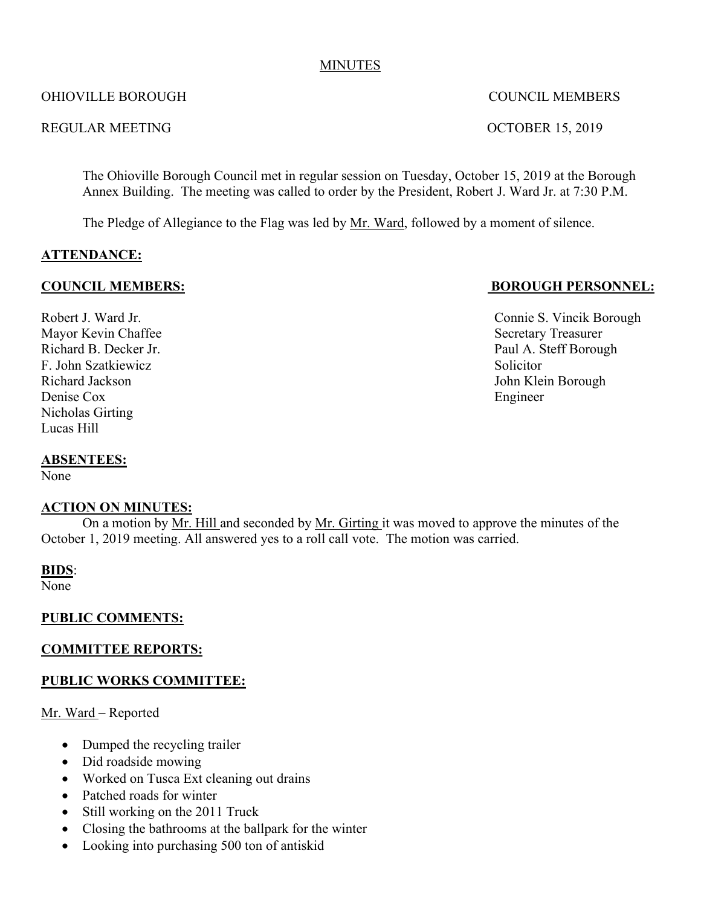MINUTES

OHIOVILLE BOROUGH COUNCIL MEMBERS

REGULAR MEETING OCTOBER 15, 2019

The Ohioville Borough Council met in regular session on Tuesday, October 15, 2019 at the Borough Annex Building. The meeting was called to order by the President, Robert J. Ward Jr. at 7:30 P.M.

The Pledge of Allegiance to the Flag was led by Mr. Ward, followed by a moment of silence.

**ATTENDANCE:**

**COUNCIL MEMBERS:**

Robert J. Ward Jr.
Mayor Kevin Chaffee
Richard B. Decker Jr.
F. John Szatkiewicz
Richard Jackson
Denise Cox
Nicholas Girting
Lucas Hill

**BOROUGH PERSONNEL:**

Connie S. Vincik Borough Secretary Treasurer
Paul A. Steff Borough Solicitor
John Klein Borough Engineer

**ABSENTEES:**
None

**ACTION ON MINUTES:**
On a motion by Mr. Hill and seconded by Mr. Girting it was moved to approve the minutes of the October 1, 2019 meeting. All answered yes to a roll call vote. The motion was carried.

**BIDS**:
None

**PUBLIC COMMENTS:**

**COMMITTEE REPORTS:**

**PUBLIC WORKS COMMITTEE:**

Mr. Ward – Reported

- Dumped the recycling trailer
- Did roadside mowing
- Worked on Tusca Ext cleaning out drains
- Patched roads for winter
- Still working on the 2011 Truck
- Closing the bathrooms at the ballpark for the winter
- Looking into purchasing 500 ton of antiskid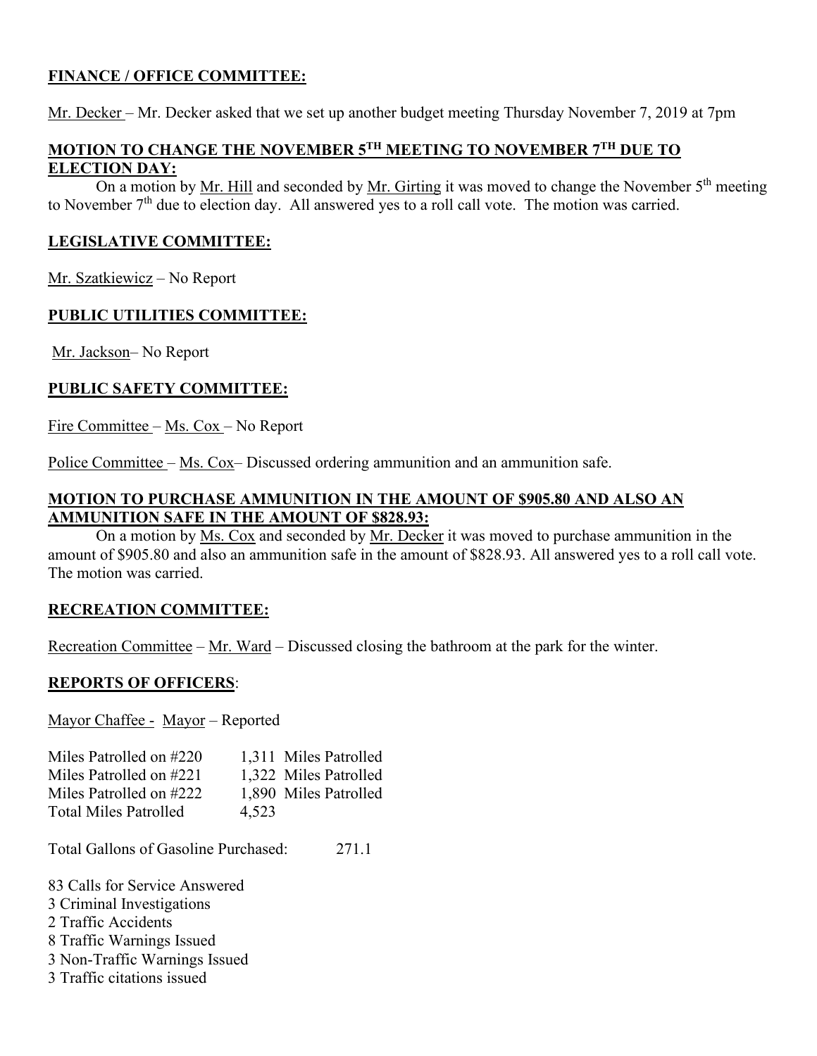## FINANCE / OFFICE COMMITTEE:

Mr. Decker – Mr. Decker asked that we set up another budget meeting Thursday November 7, 2019 at 7pm

## MOTION TO CHANGE THE NOVEMBER 5TH MEETING TO NOVEMBER 7TH DUE TO ELECTION DAY:

On a motion by Mr. Hill and seconded by Mr. Girting it was moved to change the November 5th meeting to November 7th due to election day. All answered yes to a roll call vote. The motion was carried.

## LEGISLATIVE COMMITTEE:

Mr. Szatkiewicz – No Report

## PUBLIC UTILITIES COMMITTEE:

Mr. Jackson– No Report

## PUBLIC SAFETY COMMITTEE:

Fire Committee – Ms. Cox – No Report

Police Committee – Ms. Cox– Discussed ordering ammunition and an ammunition safe.

## MOTION TO PURCHASE AMMUNITION IN THE AMOUNT OF $905.80 AND ALSO AN AMMUNITION SAFE IN THE AMOUNT OF $828.93:

On a motion by Ms. Cox and seconded by Mr. Decker it was moved to purchase ammunition in the amount of $905.80 and also an ammunition safe in the amount of $828.93. All answered yes to a roll call vote. The motion was carried.

## RECREATION COMMITTEE:

Recreation Committee – Mr. Ward – Discussed closing the bathroom at the park for the winter.

## REPORTS OF OFFICERS:

Mayor Chaffee - Mayor – Reported

| | | |
|---|---|---|
| Miles Patrolled on #220 | 1,311 | Miles Patrolled |
| Miles Patrolled on #221 | 1,322 | Miles Patrolled |
| Miles Patrolled on #222 | 1,890 | Miles Patrolled |
| Total Miles Patrolled | 4,523 | |

Total Gallons of Gasoline Purchased: 271.1

83 Calls for Service Answered
3 Criminal Investigations
2 Traffic Accidents
8 Traffic Warnings Issued
3 Non-Traffic Warnings Issued
3 Traffic citations issued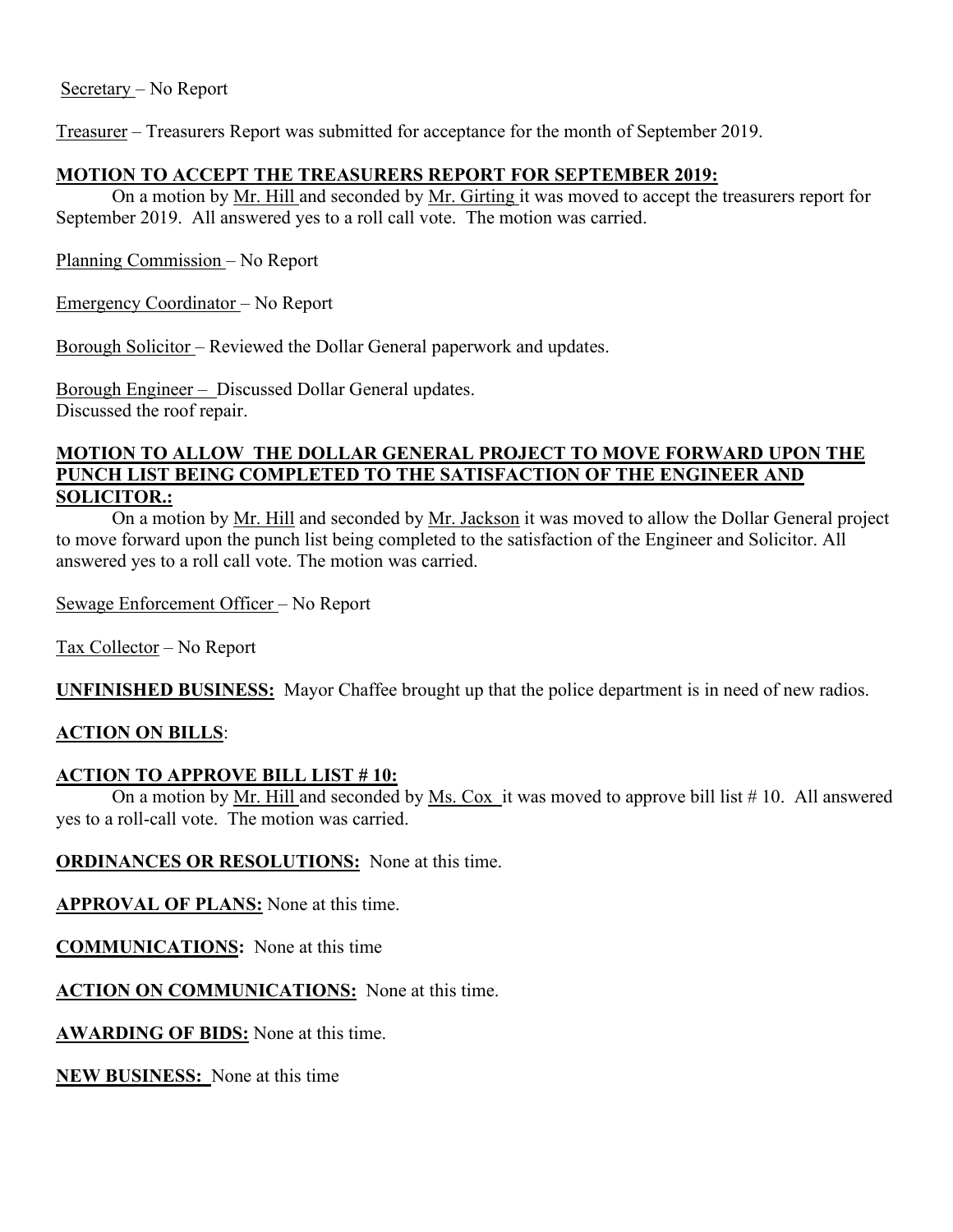Secretary – No Report

Treasurer – Treasurers Report was submitted for acceptance for the month of September 2019.

**MOTION TO ACCEPT THE TREASURERS REPORT FOR SEPTEMBER 2019:**

On a motion by Mr. Hill and seconded by Mr. Girting it was moved to accept the treasurers report for September 2019. All answered yes to a roll call vote. The motion was carried.

Planning Commission – No Report

Emergency Coordinator – No Report

Borough Solicitor – Reviewed the Dollar General paperwork and updates.

Borough Engineer – Discussed Dollar General updates.
Discussed the roof repair.

**MOTION TO ALLOW THE DOLLAR GENERAL PROJECT TO MOVE FORWARD UPON THE PUNCH LIST BEING COMPLETED TO THE SATISFACTION OF THE ENGINEER AND SOLICITOR.:**

On a motion by Mr. Hill and seconded by Mr. Jackson it was moved to allow the Dollar General project to move forward upon the punch list being completed to the satisfaction of the Engineer and Solicitor. All answered yes to a roll call vote. The motion was carried.

Sewage Enforcement Officer – No Report

Tax Collector – No Report

**UNFINISHED BUSINESS:** Mayor Chaffee brought up that the police department is in need of new radios.

**ACTION ON BILLS**:

**ACTION TO APPROVE BILL LIST # 10:**

On a motion by Mr. Hill and seconded by Ms. Cox it was moved to approve bill list # 10. All answered yes to a roll-call vote. The motion was carried.

**ORDINANCES OR RESOLUTIONS:** None at this time.

**APPROVAL OF PLANS:** None at this time.

**COMMUNICATIONS:** None at this time

**ACTION ON COMMUNICATIONS:** None at this time.

**AWARDING OF BIDS:** None at this time.

**NEW BUSINESS:** None at this time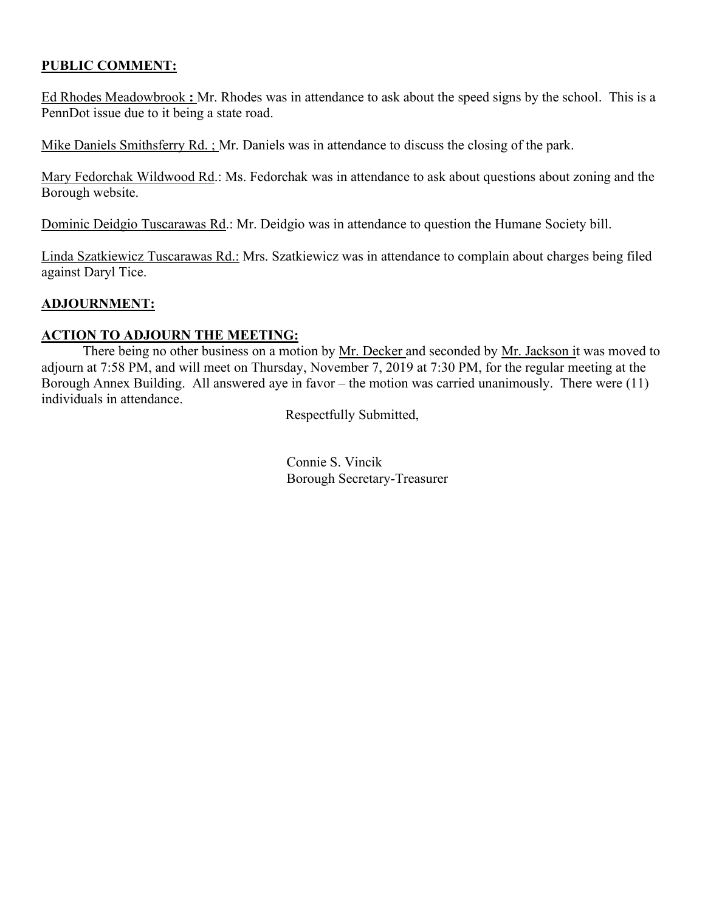**PUBLIC COMMENT:**

Ed Rhodes Meadowbrook **:** Mr. Rhodes was in attendance to ask about the speed signs by the school. This is a PennDot issue due to it being a state road.

Mike Daniels Smithsferry Rd. ; Mr. Daniels was in attendance to discuss the closing of the park.

Mary Fedorchak Wildwood Rd.: Ms. Fedorchak was in attendance to ask about questions about zoning and the Borough website.

Dominic Deidgio Tuscarawas Rd.: Mr. Deidgio was in attendance to question the Humane Society bill.

Linda Szatkiewicz Tuscarawas Rd.: Mrs. Szatkiewicz was in attendance to complain about charges being filed against Daryl Tice.

**ADJOURNMENT:**

**ACTION TO ADJOURN THE MEETING:**

There being no other business on a motion by Mr. Decker and seconded by Mr. Jackson it was moved to adjourn at 7:58 PM, and will meet on Thursday, November 7, 2019 at 7:30 PM, for the regular meeting at the Borough Annex Building. All answered aye in favor – the motion was carried unanimously. There were (11) individuals in attendance.

Respectfully Submitted,

Connie S. Vincik
Borough Secretary-Treasurer